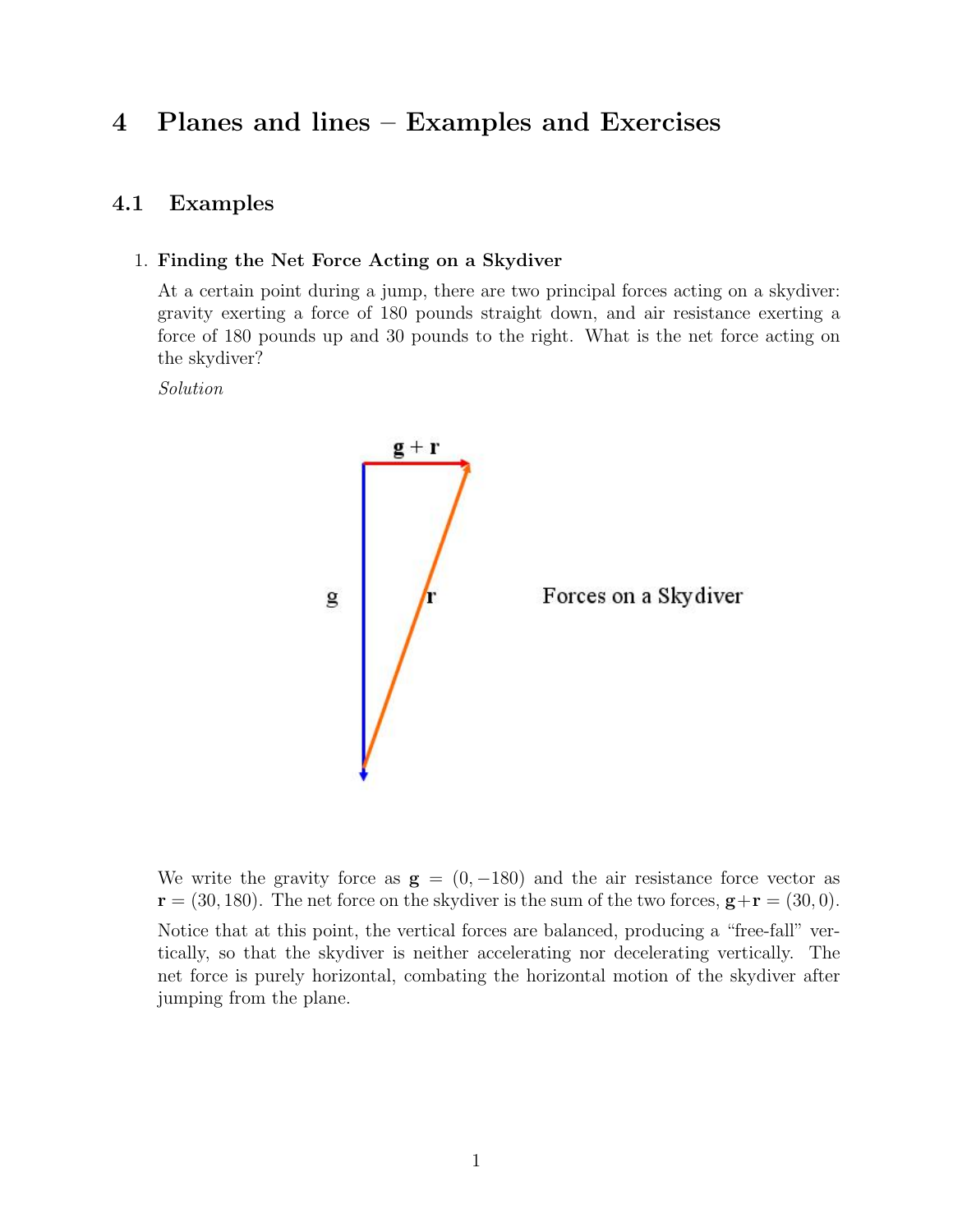# 4 Planes and lines – Examples and Exercises

## 4.1 Examples

1. **Finding the Net Force Acting on a Skydiver**

   At a certain point during a jump, there are two principal forces acting on a skydiver: gravity exerting a force of 180 pounds straight down, and air resistance exerting a force of 180 pounds up and 30 pounds to the right. What is the net force acting on the skydiver?

   *Solution*

   Forces on a Skydiver

   We write the gravity force as $\mathbf{g} = (0, -180)$ and the air resistance force vector as $\mathbf{r} = (30, 180)$. The net force on the skydiver is the sum of the two forces, $\mathbf{g} + \mathbf{r} = (30, 0)$.

   Notice that at this point, the vertical forces are balanced, producing a "free-fall" vertically, so that the skydiver is neither accelerating nor decelerating vertically. The net force is purely horizontal, combating the horizontal motion of the skydiver after jumping from the plane.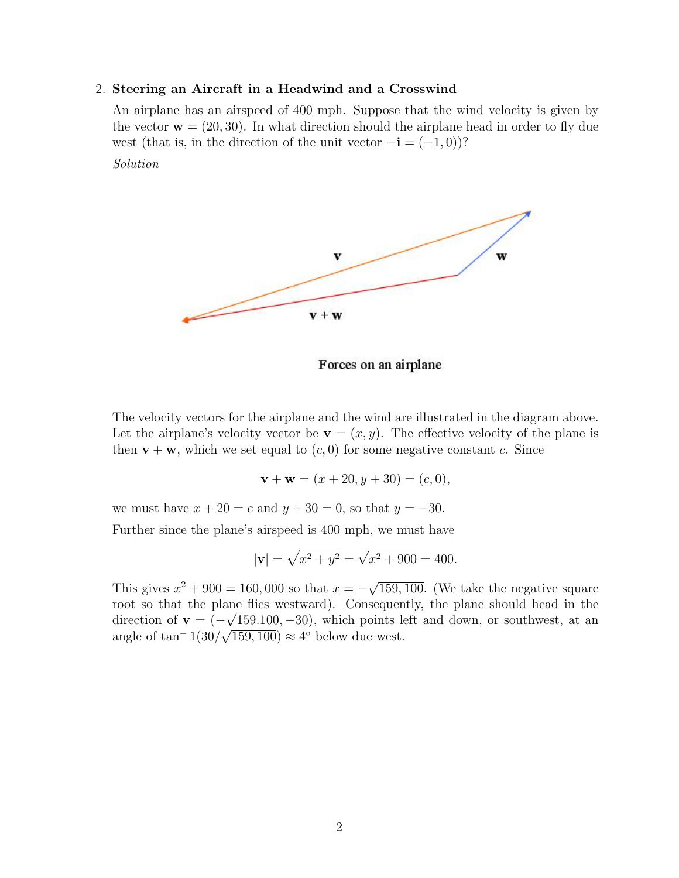2. **Steering an Aircraft in a Headwind and a Crosswind**

An airplane has an airspeed of 400 mph. Suppose that the wind velocity is given by the vector $\mathbf{w} = (20, 30)$. In what direction should the airplane head in order to fly due west (that is, in the direction of the unit vector $-\mathbf{i} = (-1, 0)$)?

*Solution*

Forces on an airplane

The velocity vectors for the airplane and the wind are illustrated in the diagram above. Let the airplane's velocity vector be $\mathbf{v} = (x, y)$. The effective velocity of the plane is then $\mathbf{v} + \mathbf{w}$, which we set equal to $(c, 0)$ for some negative constant $c$. Since

$$\mathbf{v} + \mathbf{w} = (x + 20, y + 30) = (c, 0),$$

we must have $x + 20 = c$ and $y + 30 = 0$, so that $y = -30$.

Further since the plane's airspeed is 400 mph, we must have

$$|\mathbf{v}| = \sqrt{x^2 + y^2} = \sqrt{x^2 + 900} = 400.$$

This gives $x^2 + 900 = 160,000$ so that $x = -\sqrt{159,100}$. (We take the negative square root so that the plane flies westward). Consequently, the plane should head in the direction of $\mathbf{v} = (-\sqrt{159.100}, -30)$, which points left and down, or southwest, at an angle of $\tan^{-}1(30/\sqrt{159,100}) \approx 4°$ below due west.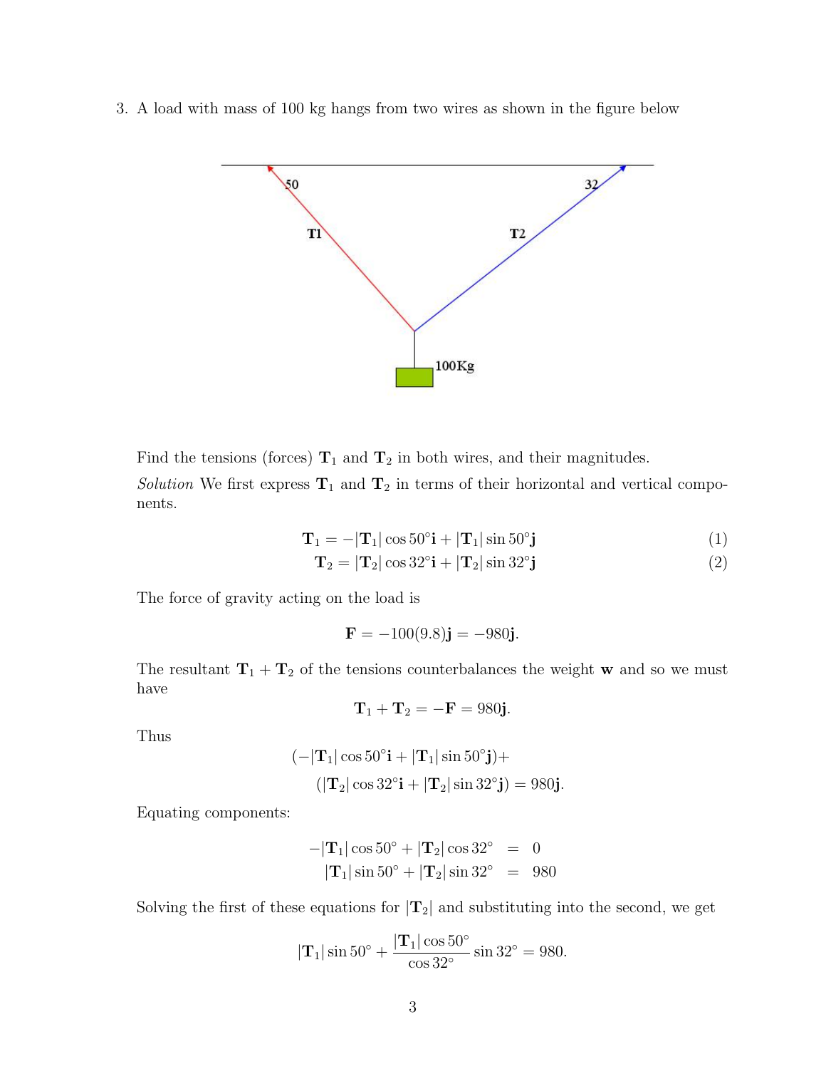3. A load with mass of 100 kg hangs from two wires as shown in the figure below

Find the tensions (forces) $\mathbf{T}_1$ and $\mathbf{T}_2$ in both wires, and their magnitudes.

*Solution* We first express $\mathbf{T}_1$ and $\mathbf{T}_2$ in terms of their horizontal and vertical components.

$$\mathbf{T}_1 = -|\mathbf{T}_1|\cos 50^\circ \mathbf{i} + |\mathbf{T}_1|\sin 50^\circ \mathbf{j} \quad (1)$$

$$\mathbf{T}_2 = |\mathbf{T}_2|\cos 32^\circ \mathbf{i} + |\mathbf{T}_2|\sin 32^\circ \mathbf{j} \quad (2)$$

The force of gravity acting on the load is

$$\mathbf{F} = -100(9.8)\mathbf{j} = -980\mathbf{j}.$$

The resultant $\mathbf{T}_1 + \mathbf{T}_2$ of the tensions counterbalances the weight $\mathbf{w}$ and so we must have

$$\mathbf{T}_1 + \mathbf{T}_2 = -\mathbf{F} = 980\mathbf{j}.$$

Thus

$$(-|\mathbf{T}_1|\cos 50^\circ \mathbf{i} + |\mathbf{T}_1|\sin 50^\circ \mathbf{j}) + (|\mathbf{T}_2|\cos 32^\circ \mathbf{i} + |\mathbf{T}_2|\sin 32^\circ \mathbf{j}) = 980\mathbf{j}.$$

Equating components:

$$\begin{aligned} -|\mathbf{T}_1|\cos 50^\circ + |\mathbf{T}_2|\cos 32^\circ &= 0 \\ |\mathbf{T}_1|\sin 50^\circ + |\mathbf{T}_2|\sin 32^\circ &= 980 \end{aligned}$$

Solving the first of these equations for $|\mathbf{T}_2|$ and substituting into the second, we get

$$|\mathbf{T}_1|\sin 50^\circ + \frac{|\mathbf{T}_1|\cos 50^\circ}{\cos 32^\circ}\sin 32^\circ = 980.$$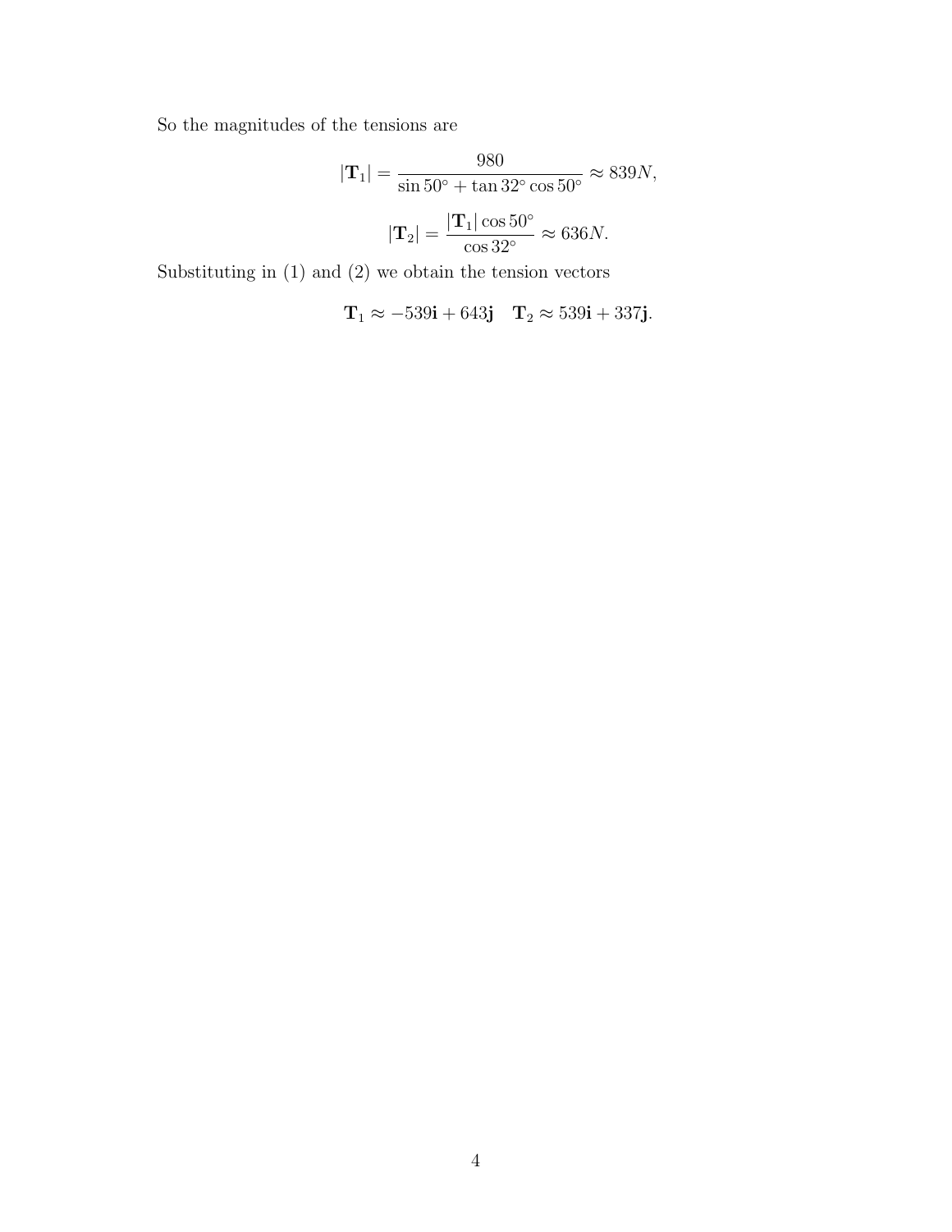So the magnitudes of the tensions are

$$|\mathbf{T}_1| = \frac{980}{\sin 50^\circ + \tan 32^\circ \cos 50^\circ} \approx 839N,$$

$$|\mathbf{T}_2| = \frac{|\mathbf{T}_1| \cos 50^\circ}{\cos 32^\circ} \approx 636N.$$

Substituting in (1) and (2) we obtain the tension vectors

$$\mathbf{T}_1 \approx -539\mathbf{i} + 643\mathbf{j} \quad \mathbf{T}_2 \approx 539\mathbf{i} + 337\mathbf{j}.$$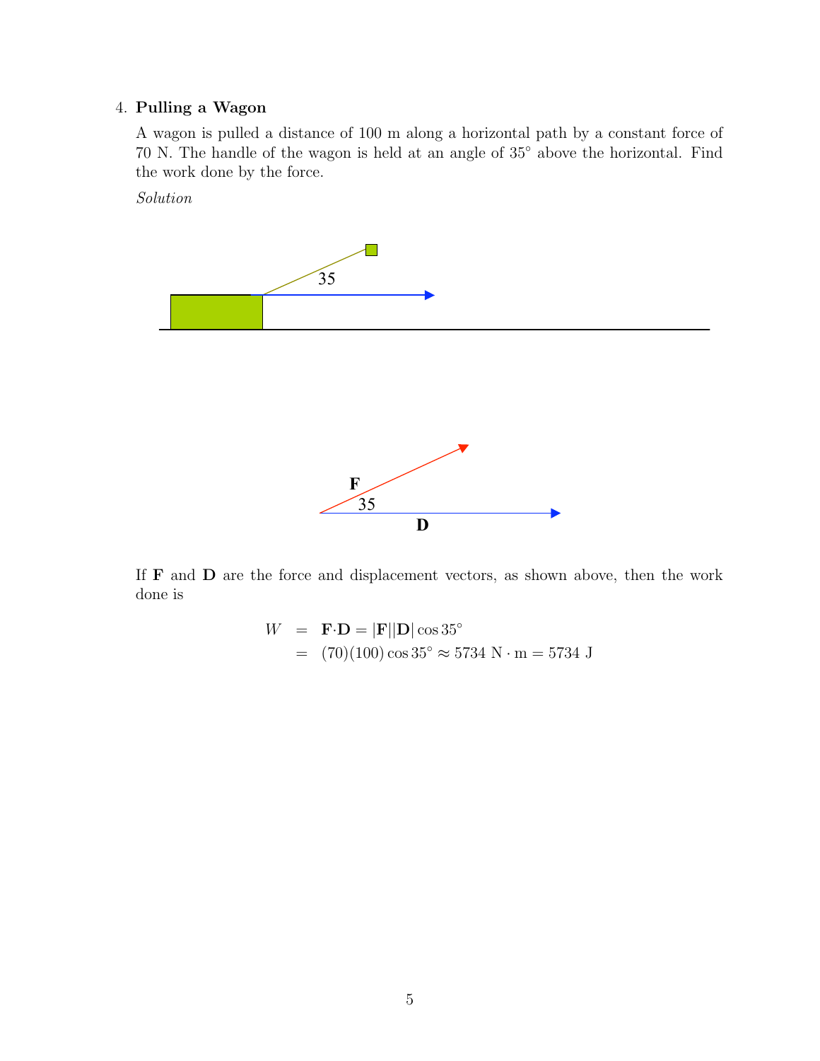4. **Pulling a Wagon**

   A wagon is pulled a distance of 100 m along a horizontal path by a constant force of 70 N. The handle of the wagon is held at an angle of 35° above the horizontal. Find the work done by the force.

   *Solution*

   If **F** and **D** are the force and displacement vectors, as shown above, then the work done is

$$
\begin{aligned}
W &= \mathbf{F} \cdot \mathbf{D} = |\mathbf{F}||\mathbf{D}| \cos 35^\circ \\
&= (70)(100) \cos 35^\circ \approx 5734 \text{ N} \cdot \text{m} = 5734 \text{ J}
\end{aligned}
$$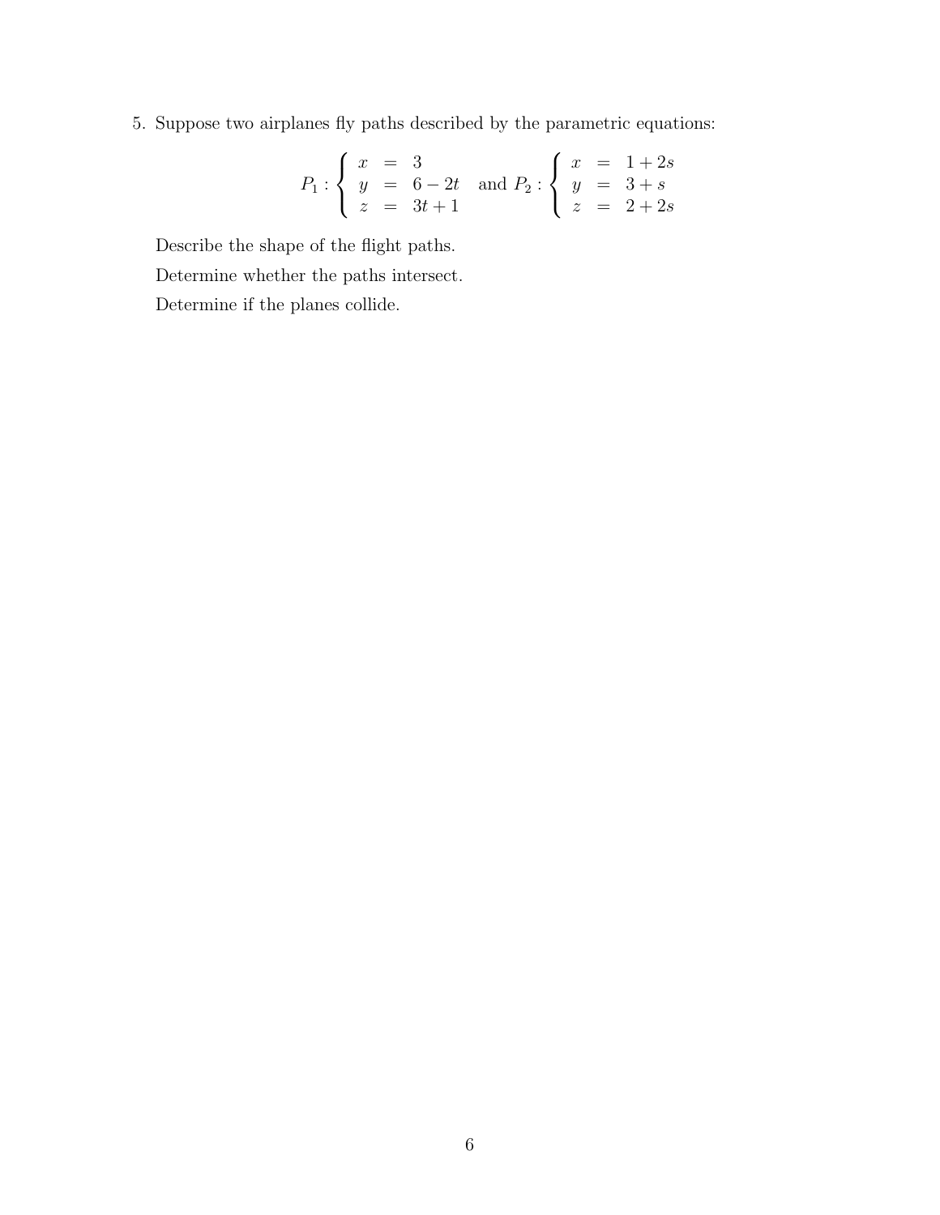5. Suppose two airplanes fly paths described by the parametric equations:

$$P_1 : \begin{cases} x &= 3 \\ y &= 6 - 2t \\ z &= 3t + 1 \end{cases} \quad \text{and } P_2 : \begin{cases} x &= 1 + 2s \\ y &= 3 + s \\ z &= 2 + 2s \end{cases}$$

Describe the shape of the flight paths.

Determine whether the paths intersect.

Determine if the planes collide.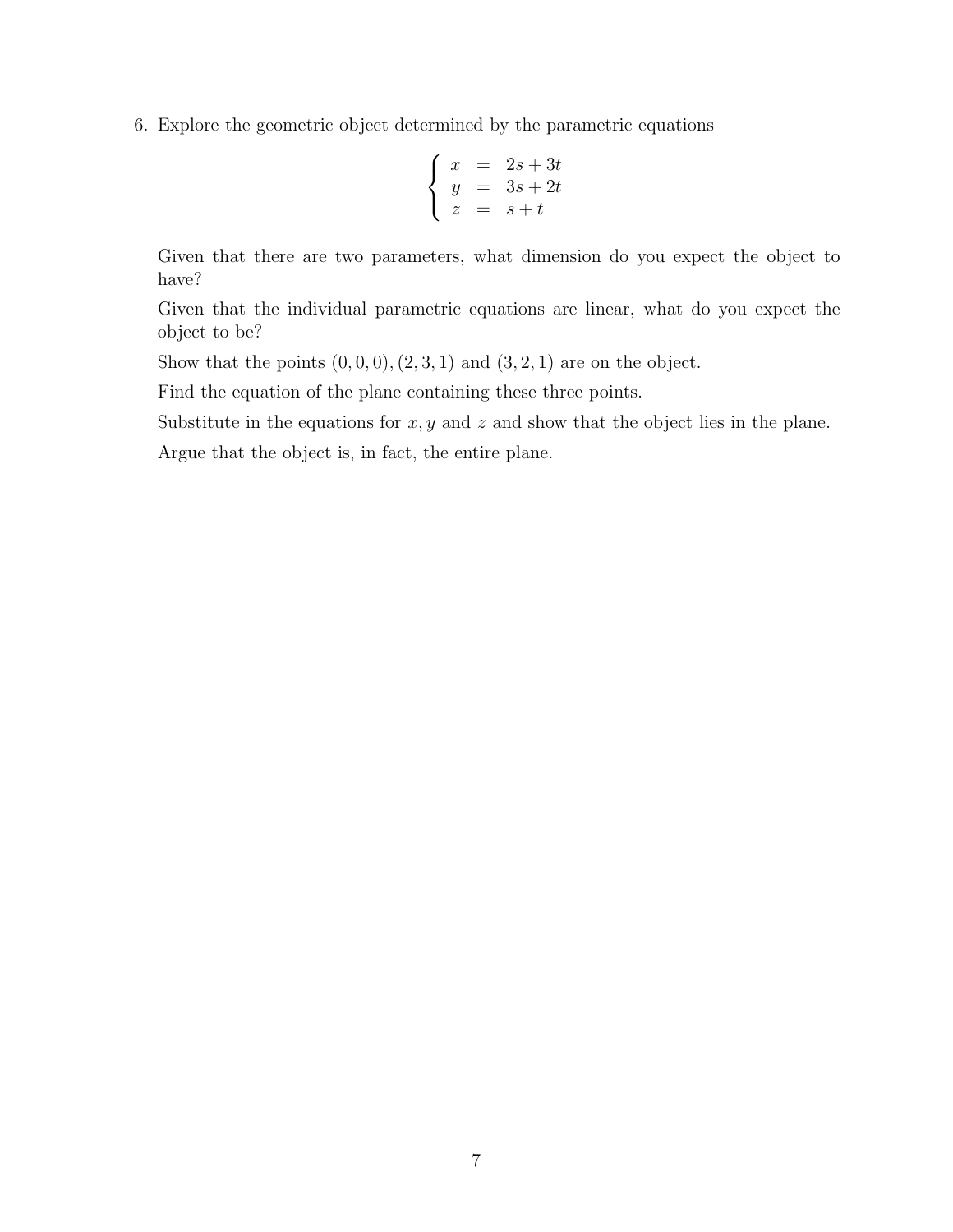6. Explore the geometric object determined by the parametric equations

$$\left\{ \begin{array}{rcl} x & = & 2s + 3t \\ y & = & 3s + 2t \\ z & = & s + t \end{array} \right.$$

Given that there are two parameters, what dimension do you expect the object to have?

Given that the individual parametric equations are linear, what do you expect the object to be?

Show that the points $(0, 0, 0)$, $(2, 3, 1)$ and $(3, 2, 1)$ are on the object.

Find the equation of the plane containing these three points.

Substitute in the equations for $x, y$ and $z$ and show that the object lies in the plane.

Argue that the object is, in fact, the entire plane.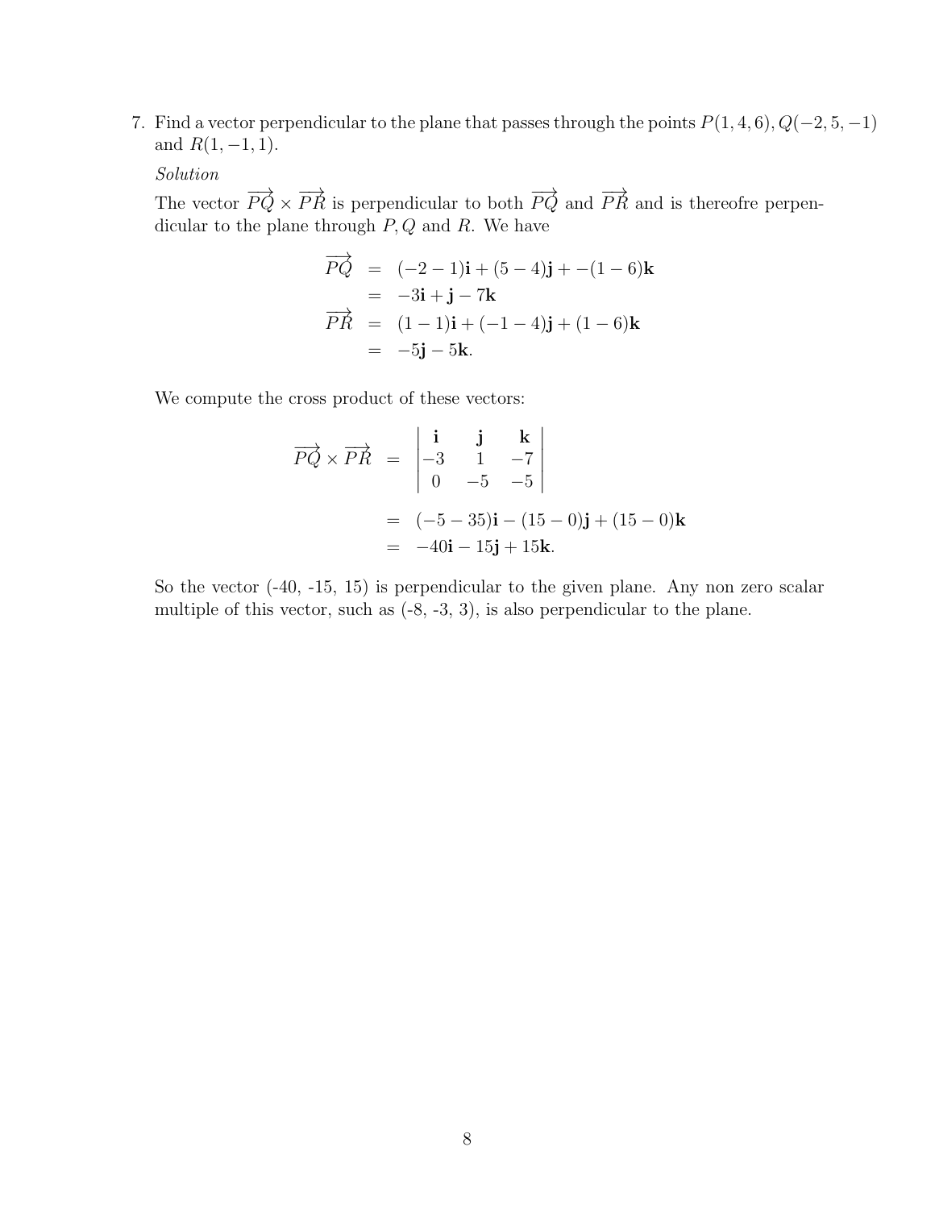7. Find a vector perpendicular to the plane that passes through the points $P(1,4,6), Q(-2,5,-1)$ and $R(1,-1,1)$.

   *Solution*

   The vector $\overrightarrow{PQ} \times \overrightarrow{PR}$ is perpendicular to both $\overrightarrow{PQ}$ and $\overrightarrow{PR}$ and is thereofre perpendicular to the plane through $P, Q$ and $R$. We have

$$
\begin{aligned}
\overrightarrow{PQ} &= (-2-1)\mathbf{i} + (5-4)\mathbf{j} + -(1-6)\mathbf{k} \\
&= -3\mathbf{i} + \mathbf{j} - 7\mathbf{k} \\
\overrightarrow{PR} &= (1-1)\mathbf{i} + (-1-4)\mathbf{j} + (1-6)\mathbf{k} \\
&= -5\mathbf{j} - 5\mathbf{k}.
\end{aligned}
$$

   We compute the cross product of these vectors:

$$
\begin{aligned}
\overrightarrow{PQ} \times \overrightarrow{PR} &= \begin{vmatrix} \mathbf{i} & \mathbf{j} & \mathbf{k} \\ -3 & 1 & -7 \\ 0 & -5 & -5 \end{vmatrix} \\
&= (-5-35)\mathbf{i} - (15-0)\mathbf{j} + (15-0)\mathbf{k} \\
&= -40\mathbf{i} - 15\mathbf{j} + 15\mathbf{k}.
\end{aligned}
$$

   So the vector (-40, -15, 15) is perpendicular to the given plane. Any non zero scalar multiple of this vector, such as (-8, -3, 3), is also perpendicular to the plane.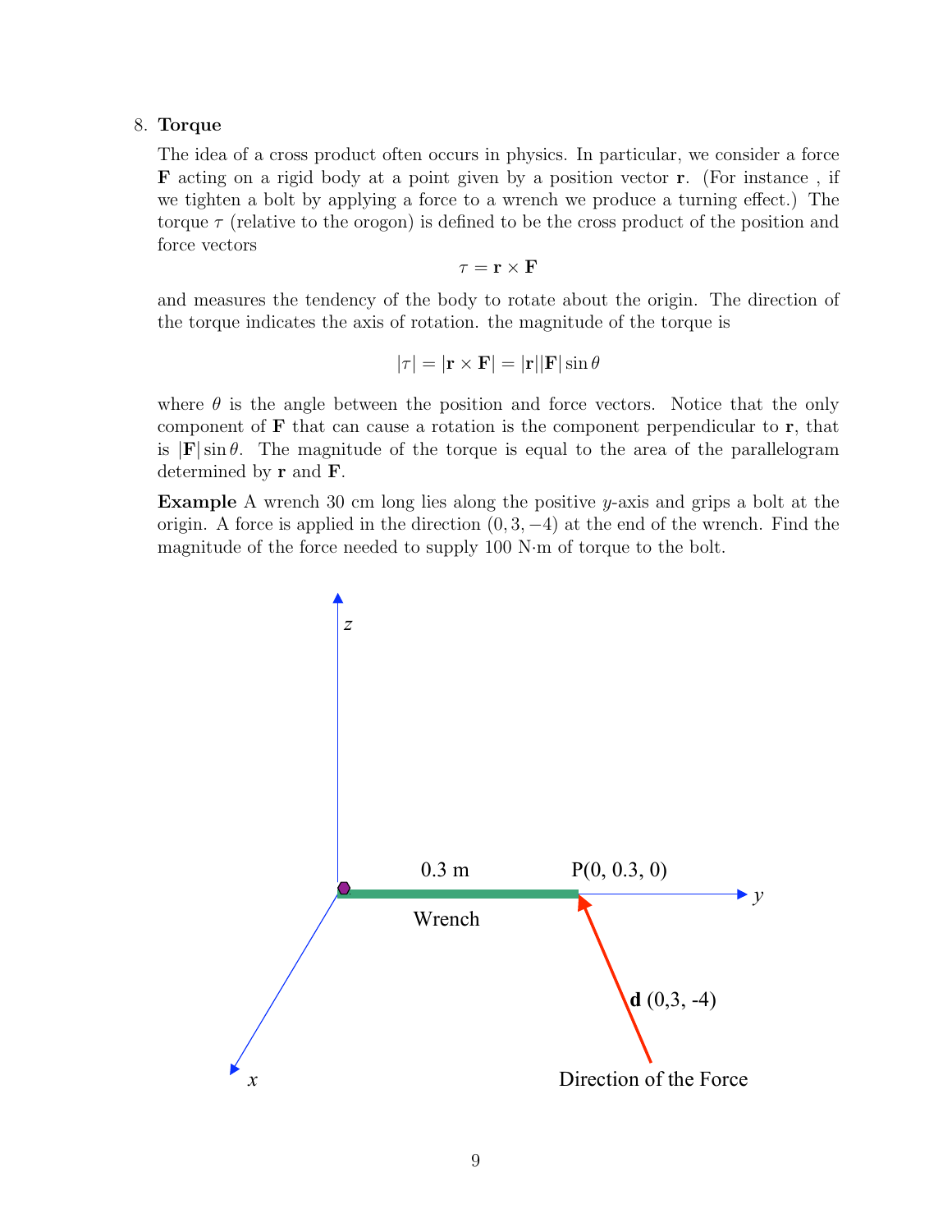8. **Torque**

The idea of a cross product often occurs in physics. In particular, we consider a force $\mathbf{F}$ acting on a rigid body at a point given by a position vector $\mathbf{r}$. (For instance , if we tighten a bolt by applying a force to a wrench we produce a turning effect.) The torque $\tau$ (relative to the orogon) is defined to be the cross product of the position and force vectors

$$\tau = \mathbf{r} \times \mathbf{F}$$

and measures the tendency of the body to rotate about the origin. The direction of the torque indicates the axis of rotation. the magnitude of the torque is

$$|\tau| = |\mathbf{r} \times \mathbf{F}| = |\mathbf{r}||\mathbf{F}| \sin \theta$$

where $\theta$ is the angle between the position and force vectors. Notice that the only component of $\mathbf{F}$ that can cause a rotation is the component perpendicular to $\mathbf{r}$, that is $|\mathbf{F}| \sin \theta$. The magnitude of the torque is equal to the area of the parallelogram determined by $\mathbf{r}$ and $\mathbf{F}$.

**Example** A wrench 30 cm long lies along the positive $y$-axis and grips a bolt at the origin. A force is applied in the direction $(0, 3, -4)$ at the end of the wrench. Find the magnitude of the force needed to supply 100 N·m of torque to the bolt.

z

0.3 m P(0, 0.3, 0)

y

Wrench

**d** (0,3, -4)

x

Direction of the Force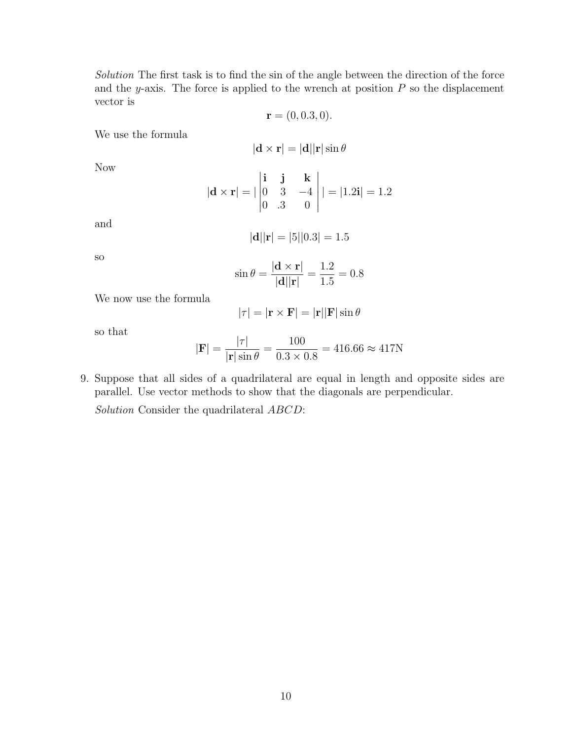*Solution* The first task is to find the sin of the angle between the direction of the force and the $y$-axis. The force is applied to the wrench at position $P$ so the displacement vector is

$$\mathbf{r} = (0, 0.3, 0).$$

We use the formula

$$|\mathbf{d} \times \mathbf{r}| = |\mathbf{d}||\mathbf{r}| \sin \theta$$

Now

$$|\mathbf{d} \times \mathbf{r}| = |\begin{vmatrix} \mathbf{i} & \mathbf{j} & \mathbf{k} \\ 0 & 3 & -4 \\ 0 & .3 & 0 \end{vmatrix}| = |1.2\mathbf{i}| = 1.2$$

and

$$|\mathbf{d}||\mathbf{r}| = |5||0.3| = 1.5$$

so

$$\sin \theta = \frac{|\mathbf{d} \times \mathbf{r}|}{|\mathbf{d}||\mathbf{r}|} = \frac{1.2}{1.5} = 0.8$$

We now use the formula

$$|\tau| = |\mathbf{r} \times \mathbf{F}| = |\mathbf{r}||\mathbf{F}| \sin \theta$$

so that

$$|\mathbf{F}| = \frac{|\tau|}{|\mathbf{r}| \sin \theta} = \frac{100}{0.3 \times 0.8} = 416.66 \approx 417\text{N}$$

9. Suppose that all sides of a quadrilateral are equal in length and opposite sides are parallel. Use vector methods to show that the diagonals are perpendicular.

   *Solution* Consider the quadrilateral $ABCD$: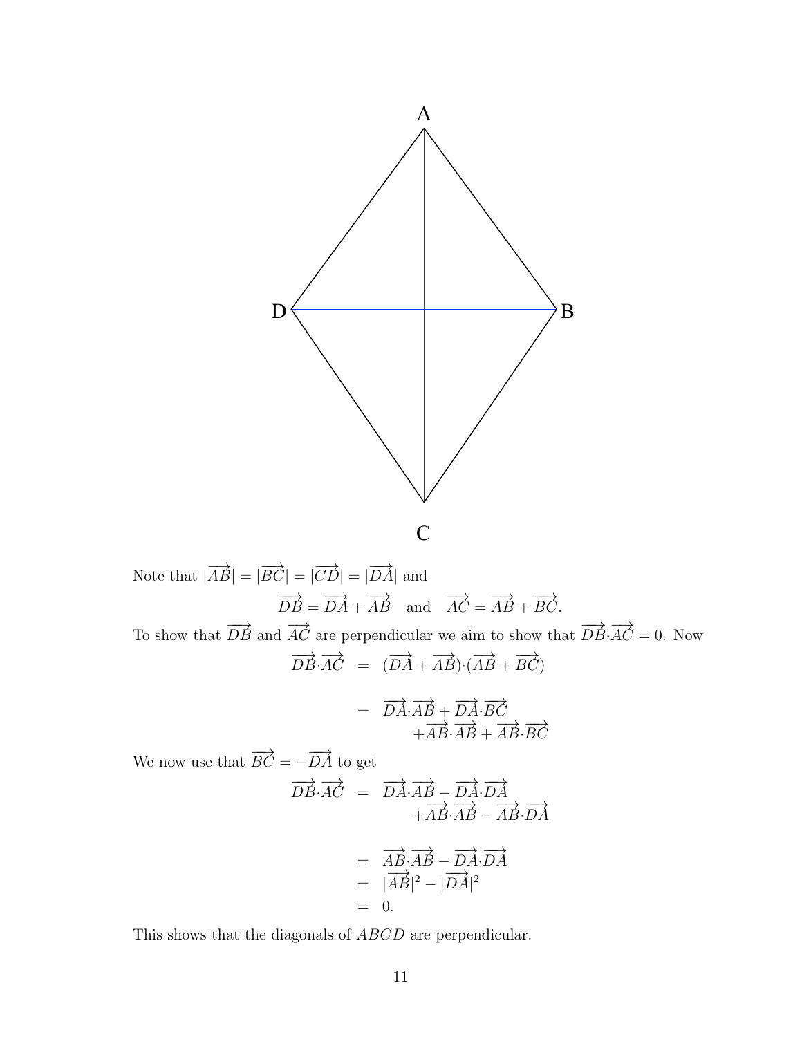Note that $|\overrightarrow{AB}| = |\overrightarrow{BC}| = |\overrightarrow{CD}| = |\overrightarrow{DA}|$ and

$$\overrightarrow{DB} = \overrightarrow{DA} + \overrightarrow{AB} \quad \text{and} \quad \overrightarrow{AC} = \overrightarrow{AB} + \overrightarrow{BC}.$$

To show that $\overrightarrow{DB}$ and $\overrightarrow{AC}$ are perpendicular we aim to show that $\overrightarrow{DB} \cdot \overrightarrow{AC} = 0$. Now

$$\begin{aligned}
\overrightarrow{DB} \cdot \overrightarrow{AC} &= (\overrightarrow{DA} + \overrightarrow{AB}) \cdot (\overrightarrow{AB} + \overrightarrow{BC}) \\
&= \overrightarrow{DA} \cdot \overrightarrow{AB} + \overrightarrow{DA} \cdot \overrightarrow{BC} \\
&\quad + \overrightarrow{AB} \cdot \overrightarrow{AB} + \overrightarrow{AB} \cdot \overrightarrow{BC}
\end{aligned}$$

We now use that $\overrightarrow{BC} = -\overrightarrow{DA}$ to get

$$\begin{aligned}
\overrightarrow{DB} \cdot \overrightarrow{AC} &= \overrightarrow{DA} \cdot \overrightarrow{AB} - \overrightarrow{DA} \cdot \overrightarrow{DA} \\
&\quad + \overrightarrow{AB} \cdot \overrightarrow{AB} - \overrightarrow{AB} \cdot \overrightarrow{DA} \\
&= \overrightarrow{AB} \cdot \overrightarrow{AB} - \overrightarrow{DA} \cdot \overrightarrow{DA} \\
&= |\overrightarrow{AB}|^2 - |\overrightarrow{DA}|^2 \\
&= 0.
\end{aligned}$$

This shows that the diagonals of $ABCD$ are perpendicular.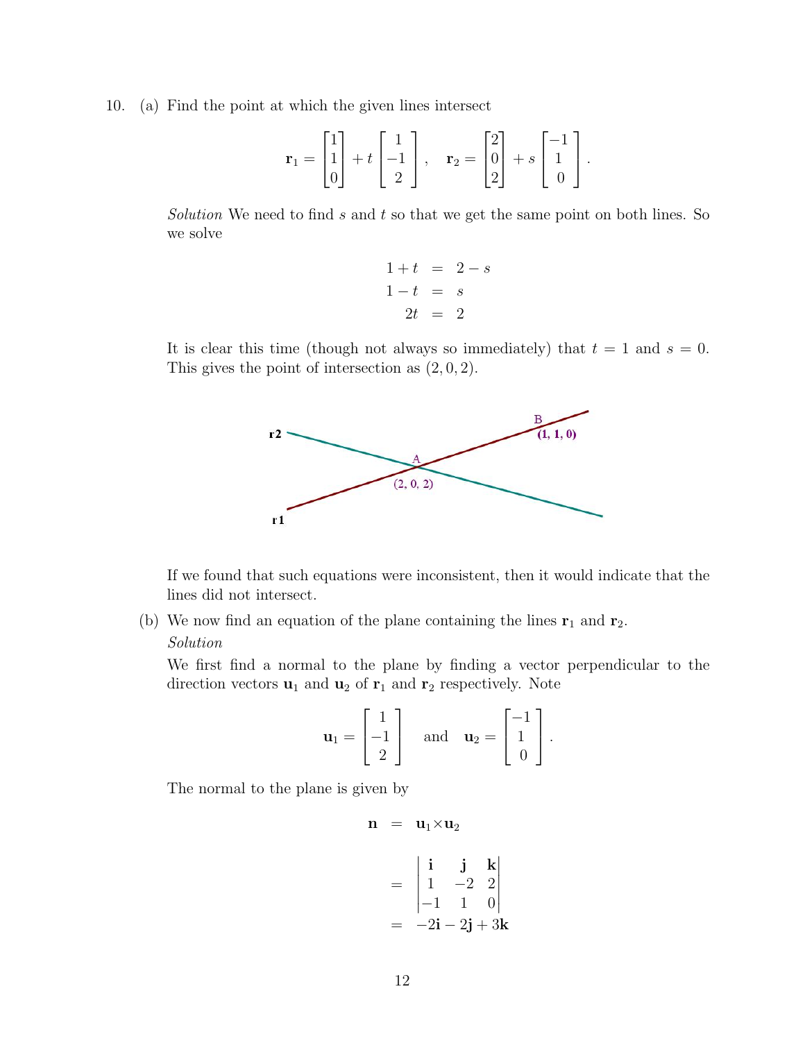10. (a) Find the point at which the given lines intersect

$$\mathbf{r}_1 = \begin{bmatrix} 1 \\ 1 \\ 0 \end{bmatrix} + t \begin{bmatrix} 1 \\ -1 \\ 2 \end{bmatrix}, \quad \mathbf{r}_2 = \begin{bmatrix} 2 \\ 0 \\ 2 \end{bmatrix} + s \begin{bmatrix} -1 \\ 1 \\ 0 \end{bmatrix}.$$

*Solution* We need to find $s$ and $t$ so that we get the same point on both lines. So we solve

$$\begin{aligned} 1 + t &= 2 - s \\ 1 - t &= s \\ 2t &= 2 \end{aligned}$$

It is clear this time (though not always so immediately) that $t = 1$ and $s = 0$. This gives the point of intersection as $(2, 0, 2)$.

If we found that such equations were inconsistent, then it would indicate that the lines did not intersect.

(b) We now find an equation of the plane containing the lines $\mathbf{r}_1$ and $\mathbf{r}_2$.

*Solution*

We first find a normal to the plane by finding a vector perpendicular to the direction vectors $\mathbf{u}_1$ and $\mathbf{u}_2$ of $\mathbf{r}_1$ and $\mathbf{r}_2$ respectively. Note

$$\mathbf{u}_1 = \begin{bmatrix} 1 \\ -1 \\ 2 \end{bmatrix} \quad \text{and} \quad \mathbf{u}_2 = \begin{bmatrix} -1 \\ 1 \\ 0 \end{bmatrix}.$$

The normal to the plane is given by

$$\begin{aligned} \mathbf{n} &= \mathbf{u}_1 \times \mathbf{u}_2 \\ &= \begin{vmatrix} \mathbf{i} & \mathbf{j} & \mathbf{k} \\ 1 & -2 & 2 \\ -1 & 1 & 0 \end{vmatrix} \\ &= -2\mathbf{i} - 2\mathbf{j} + 3\mathbf{k} \end{aligned}$$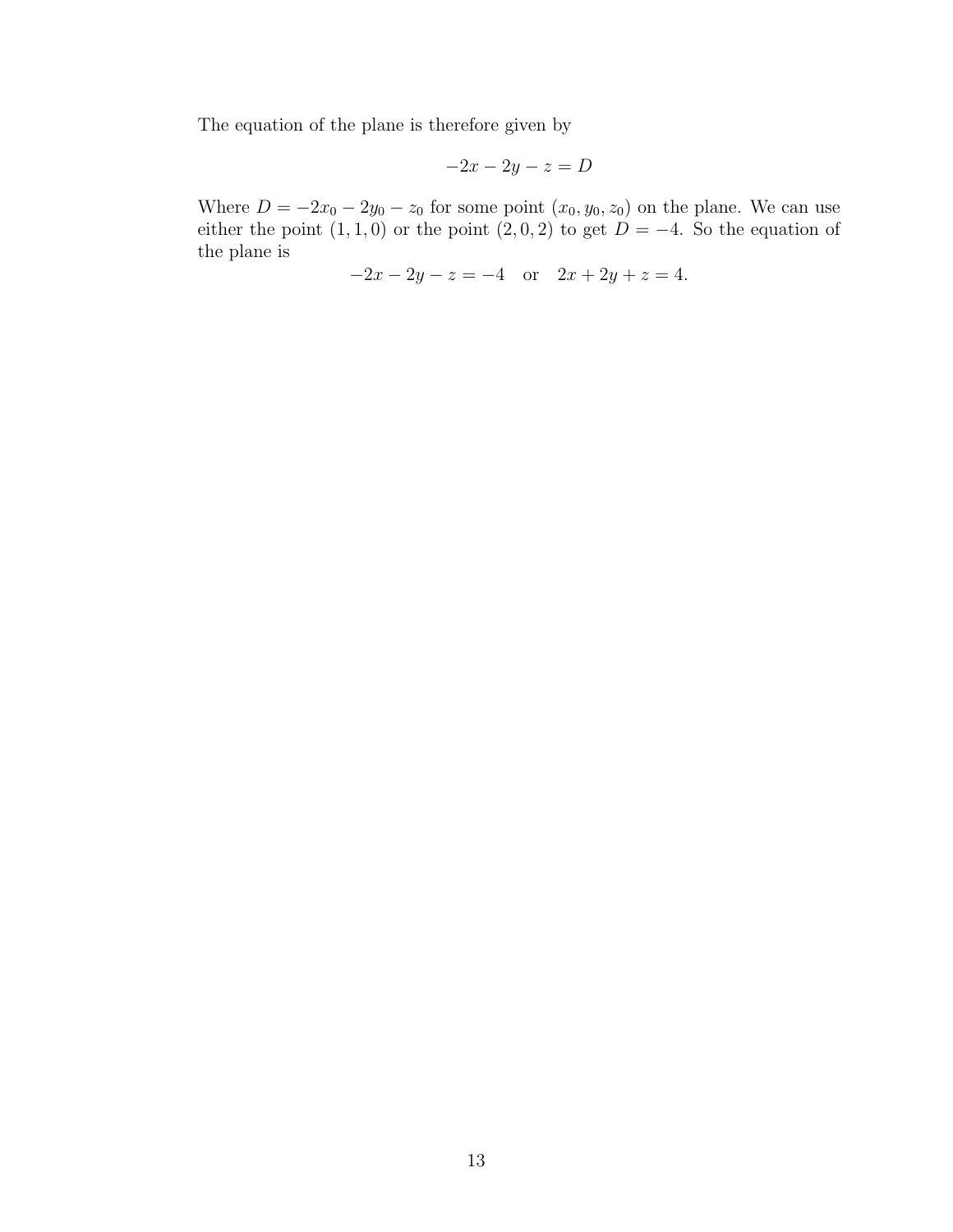The equation of the plane is therefore given by

$$-2x - 2y - z = D$$

Where $D = -2x_0 - 2y_0 - z_0$ for some point $(x_0, y_0, z_0)$ on the plane. We can use either the point $(1, 1, 0)$ or the point $(2, 0, 2)$ to get $D = -4$. So the equation of the plane is

$$-2x - 2y - z = -4 \quad \text{or} \quad 2x + 2y + z = 4.$$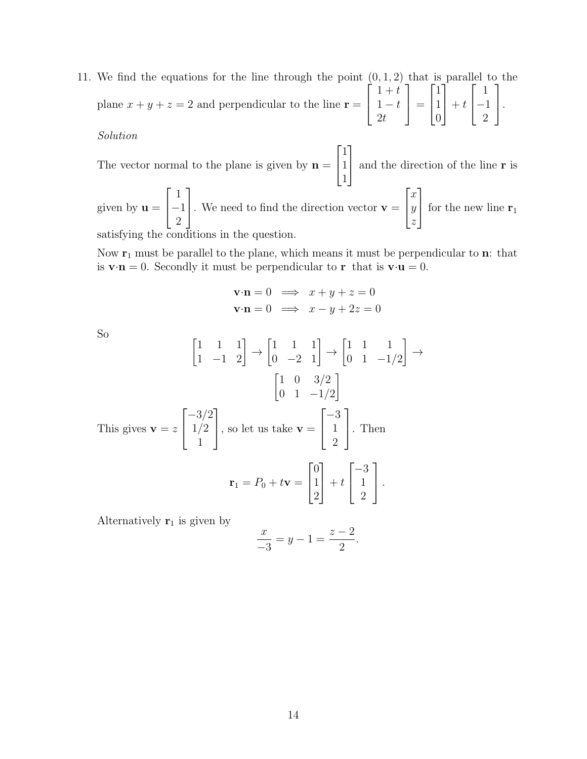11. We find the equations for the line through the point $(0, 1, 2)$ that is parallel to the plane $x + y + z = 2$ and perpendicular to the line $\mathbf{r} = \begin{bmatrix} 1+t \\ 1-t \\ 2t \end{bmatrix} = \begin{bmatrix} 1 \\ 1 \\ 0 \end{bmatrix} + t \begin{bmatrix} 1 \\ -1 \\ 2 \end{bmatrix}$.

    *Solution*

    The vector normal to the plane is given by $\mathbf{n} = \begin{bmatrix} 1 \\ 1 \\ 1 \end{bmatrix}$ and the direction of the line $\mathbf{r}$ is given by $\mathbf{u} = \begin{bmatrix} 1 \\ -1 \\ 2 \end{bmatrix}$. We need to find the direction vector $\mathbf{v} = \begin{bmatrix} x \\ y \\ z \end{bmatrix}$ for the new line $\mathbf{r}_1$ satisfying the conditions in the question.

    Now $\mathbf{r}_1$ must be parallel to the plane, which means it must be perpendicular to $\mathbf{n}$: that is $\mathbf{v} \cdot \mathbf{n} = 0$. Secondly it must be perpendicular to $\mathbf{r}$ that is $\mathbf{v} \cdot \mathbf{u} = 0$.

    $$\mathbf{v} \cdot \mathbf{n} = 0 \implies x + y + z = 0$$
    $$\mathbf{v} \cdot \mathbf{n} = 0 \implies x - y + 2z = 0$$

    So

    $$\begin{bmatrix} 1 & 1 & 1 \\ 1 & -1 & 2 \end{bmatrix} \to \begin{bmatrix} 1 & 1 & 1 \\ 0 & -2 & 1 \end{bmatrix} \to \begin{bmatrix} 1 & 1 & 1 \\ 0 & 1 & -1/2 \end{bmatrix} \to \begin{bmatrix} 1 & 0 & 3/2 \\ 0 & 1 & -1/2 \end{bmatrix}$$

    This gives $\mathbf{v} = z \begin{bmatrix} -3/2 \\ 1/2 \\ 1 \end{bmatrix}$, so let us take $\mathbf{v} = \begin{bmatrix} -3 \\ 1 \\ 2 \end{bmatrix}$. Then

    $$\mathbf{r}_1 = P_0 + t\mathbf{v} = \begin{bmatrix} 0 \\ 1 \\ 2 \end{bmatrix} + t \begin{bmatrix} -3 \\ 1 \\ 2 \end{bmatrix}.$$

    Alternatively $\mathbf{r}_1$ is given by

    $$\frac{x}{-3} = y - 1 = \frac{z-2}{2}.$$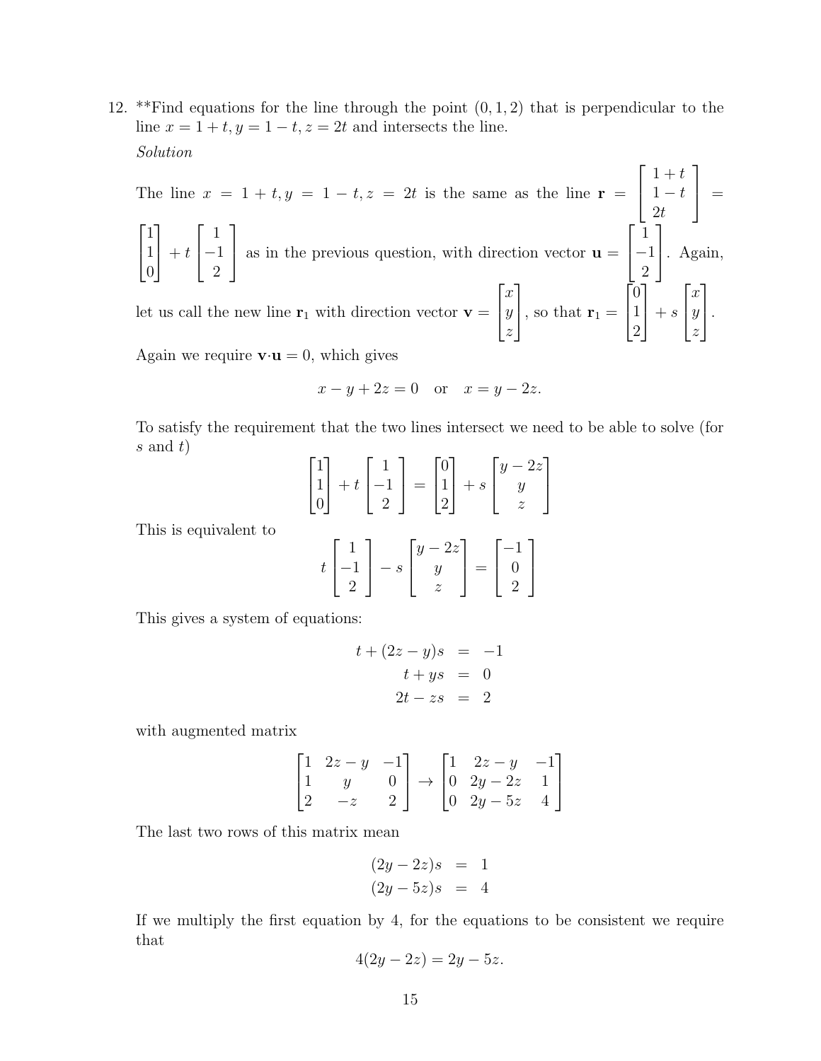12. **Find equations for the line through the point $(0, 1, 2)$ that is perpendicular to the line $x = 1 + t, y = 1 - t, z = 2t$ and intersects the line.

*Solution*

The line $x = 1 + t, y = 1 - t, z = 2t$ is the same as the line $\mathbf{r} = \begin{bmatrix} 1+t \\ 1-t \\ 2t \end{bmatrix} = \begin{bmatrix} 1 \\ 1 \\ 0 \end{bmatrix} + t \begin{bmatrix} 1 \\ -1 \\ 2 \end{bmatrix}$ as in the previous question, with direction vector $\mathbf{u} = \begin{bmatrix} 1 \\ -1 \\ 2 \end{bmatrix}$. Again, let us call the new line $\mathbf{r}_1$ with direction vector $\mathbf{v} = \begin{bmatrix} x \\ y \\ z \end{bmatrix}$, so that $\mathbf{r}_1 = \begin{bmatrix} 0 \\ 1 \\ 2 \end{bmatrix} + s \begin{bmatrix} x \\ y \\ z \end{bmatrix}$.

Again we require $\mathbf{v} \cdot \mathbf{u} = 0$, which gives

$$x - y + 2z = 0 \quad \text{or} \quad x = y - 2z.$$

To satisfy the requirement that the two lines intersect we need to be able to solve (for $s$ and $t$)

$$\begin{bmatrix} 1 \\ 1 \\ 0 \end{bmatrix} + t \begin{bmatrix} 1 \\ -1 \\ 2 \end{bmatrix} = \begin{bmatrix} 0 \\ 1 \\ 2 \end{bmatrix} + s \begin{bmatrix} y - 2z \\ y \\ z \end{bmatrix}$$

This is equivalent to

$$t \begin{bmatrix} 1 \\ -1 \\ 2 \end{bmatrix} - s \begin{bmatrix} y - 2z \\ y \\ z \end{bmatrix} = \begin{bmatrix} -1 \\ 0 \\ 2 \end{bmatrix}$$

This gives a system of equations:

$$\begin{aligned} t + (2z - y)s &= -1 \\ t + ys &= 0 \\ 2t - zs &= 2 \end{aligned}$$

with augmented matrix

$$\begin{bmatrix} 1 & 2z - y & -1 \\ 1 & y & 0 \\ 2 & -z & 2 \end{bmatrix} \rightarrow \begin{bmatrix} 1 & 2z - y & -1 \\ 0 & 2y - 2z & 1 \\ 0 & 2y - 5z & 4 \end{bmatrix}$$

The last two rows of this matrix mean

$$\begin{aligned} (2y - 2z)s &= 1 \\ (2y - 5z)s &= 4 \end{aligned}$$

If we multiply the first equation by 4, for the equations to be consistent we require that

$$4(2y - 2z) = 2y - 5z.$$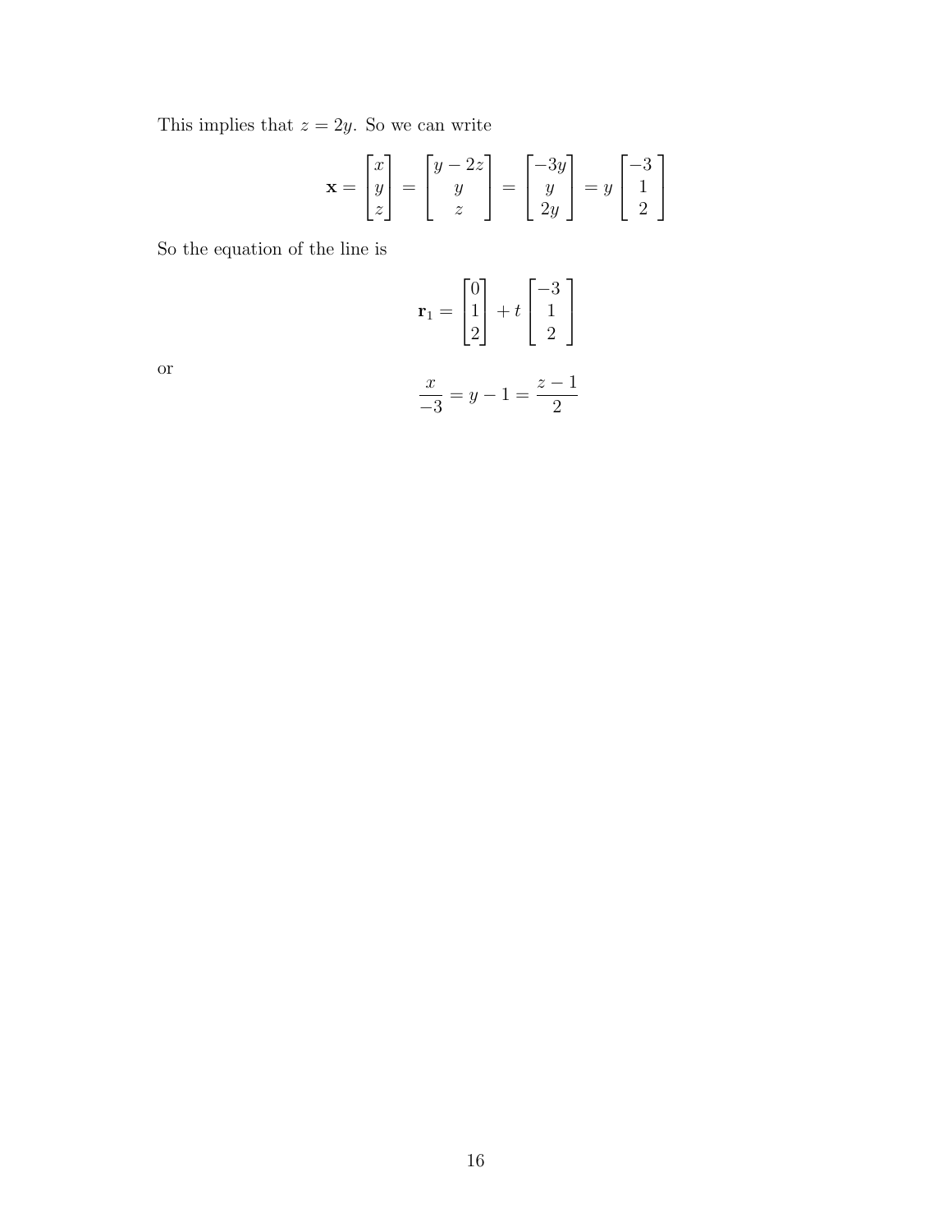This implies that $z = 2y$. So we can write

$$\mathbf{x} = \begin{bmatrix} x \\ y \\ z \end{bmatrix} = \begin{bmatrix} y - 2z \\ y \\ z \end{bmatrix} = \begin{bmatrix} -3y \\ y \\ 2y \end{bmatrix} = y \begin{bmatrix} -3 \\ 1 \\ 2 \end{bmatrix}$$

So the equation of the line is

$$\mathbf{r}_1 = \begin{bmatrix} 0 \\ 1 \\ 2 \end{bmatrix} + t \begin{bmatrix} -3 \\ 1 \\ 2 \end{bmatrix}$$

or

$$\frac{x}{-3} = y - 1 = \frac{z-1}{2}$$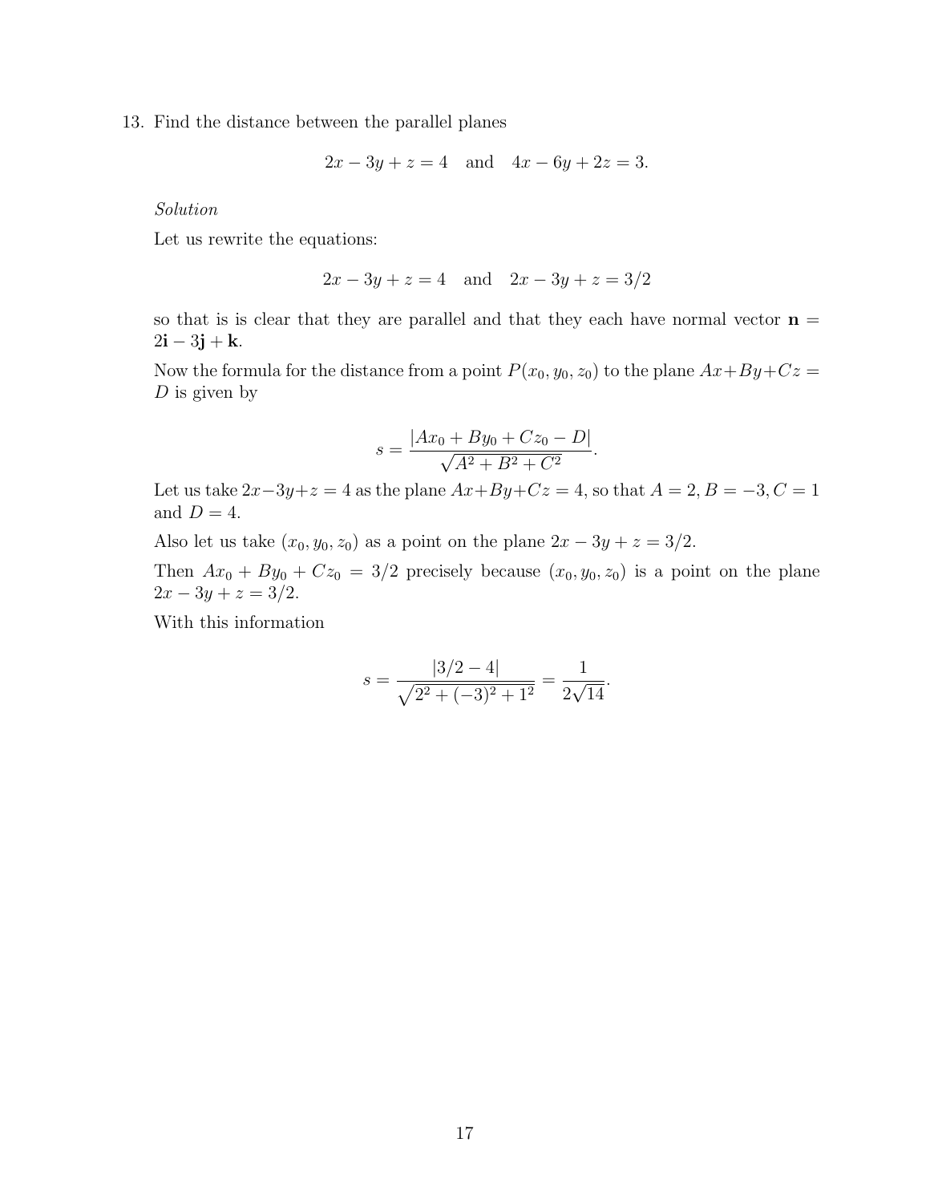13. Find the distance between the parallel planes

$$2x - 3y + z = 4 \quad \text{and} \quad 4x - 6y + 2z = 3.$$

*Solution*

Let us rewrite the equations:

$$2x - 3y + z = 4 \quad \text{and} \quad 2x - 3y + z = 3/2$$

so that is is clear that they are parallel and that they each have normal vector $\mathbf{n} = 2\mathbf{i} - 3\mathbf{j} + \mathbf{k}$.

Now the formula for the distance from a point $P(x_0, y_0, z_0)$ to the plane $Ax+By+Cz = D$ is given by

$$s = \frac{|Ax_0 + By_0 + Cz_0 - D|}{\sqrt{A^2 + B^2 + C^2}}.$$

Let us take $2x-3y+z = 4$ as the plane $Ax+By+Cz = 4$, so that $A = 2, B = -3, C = 1$ and $D = 4$.

Also let us take $(x_0, y_0, z_0)$ as a point on the plane $2x - 3y + z = 3/2$.

Then $Ax_0 + By_0 + Cz_0 = 3/2$ precisely because $(x_0, y_0, z_0)$ is a point on the plane $2x - 3y + z = 3/2$.

With this information

$$s = \frac{|3/2 - 4|}{\sqrt{2^2 + (-3)^2 + 1^2}} = \frac{1}{2\sqrt{14}}.$$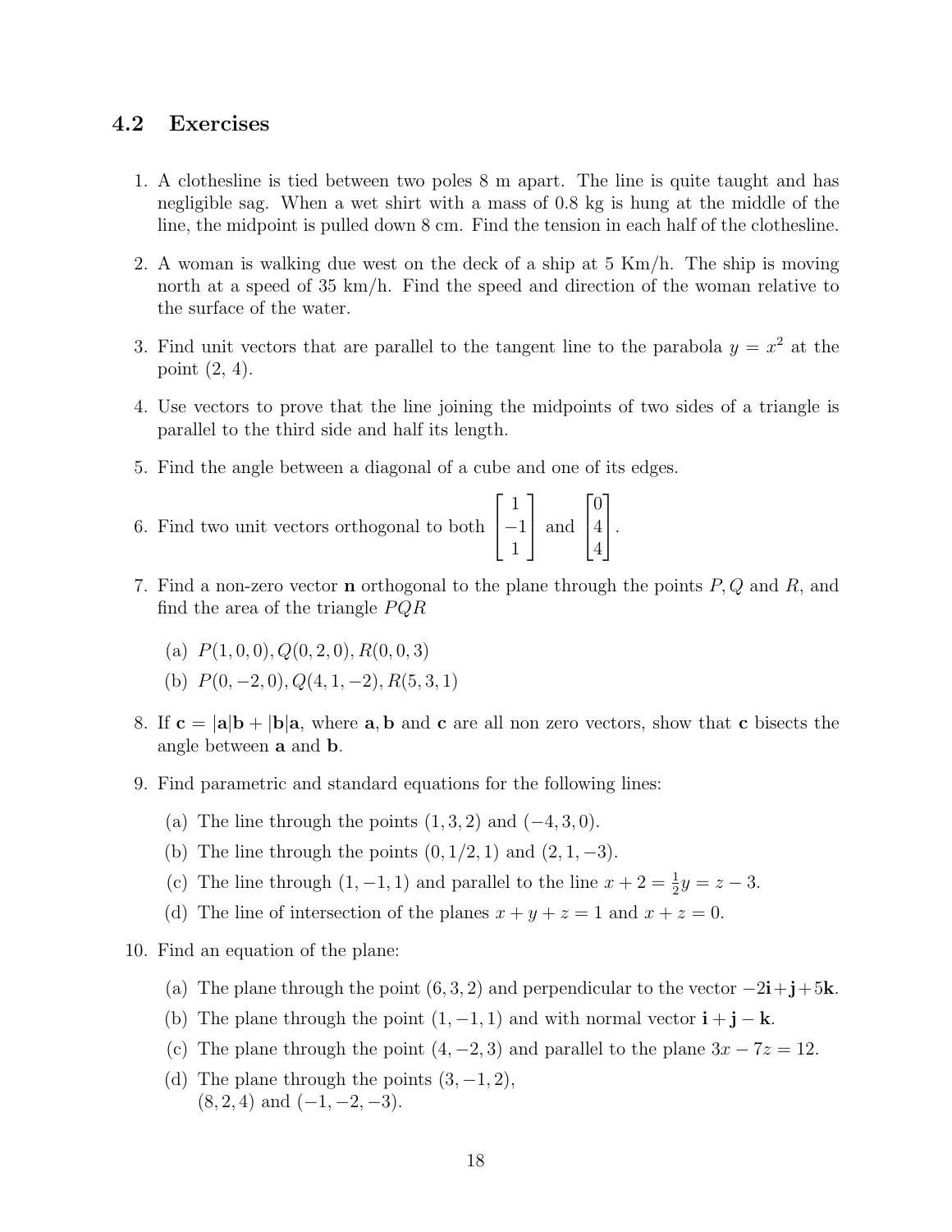## 4.2 Exercises

1. A clothesline is tied between two poles 8 m apart. The line is quite taught and has negligible sag. When a wet shirt with a mass of 0.8 kg is hung at the middle of the line, the midpoint is pulled down 8 cm. Find the tension in each half of the clothesline.

2. A woman is walking due west on the deck of a ship at 5 Km/h. The ship is moving north at a speed of 35 km/h. Find the speed and direction of the woman relative to the surface of the water.

3. Find unit vectors that are parallel to the tangent line to the parabola $y = x^2$ at the point (2, 4).

4. Use vectors to prove that the line joining the midpoints of two sides of a triangle is parallel to the third side and half its length.

5. Find the angle between a diagonal of a cube and one of its edges.

6. Find two unit vectors orthogonal to both $\begin{bmatrix} 1 \\ -1 \\ 1 \end{bmatrix}$ and $\begin{bmatrix} 0 \\ 4 \\ 4 \end{bmatrix}$.

7. Find a non-zero vector $\mathbf{n}$ orthogonal to the plane through the points $P, Q$ and $R$, and find the area of the triangle $PQR$

   (a) $P(1, 0, 0), Q(0, 2, 0), R(0, 0, 3)$

   (b) $P(0, -2, 0), Q(4, 1, -2), R(5, 3, 1)$

8. If $\mathbf{c} = |\mathbf{a}|\mathbf{b} + |\mathbf{b}|\mathbf{a}$, where $\mathbf{a}, \mathbf{b}$ and $\mathbf{c}$ are all non zero vectors, show that $\mathbf{c}$ bisects the angle between $\mathbf{a}$ and $\mathbf{b}$.

9. Find parametric and standard equations for the following lines:

   (a) The line through the points $(1, 3, 2)$ and $(-4, 3, 0)$.

   (b) The line through the points $(0, 1/2, 1)$ and $(2, 1, -3)$.

   (c) The line through $(1, -1, 1)$ and parallel to the line $x + 2 = \frac{1}{2}y = z - 3$.

   (d) The line of intersection of the planes $x + y + z = 1$ and $x + z = 0$.

10. Find an equation of the plane:

    (a) The plane through the point $(6, 3, 2)$ and perpendicular to the vector $-2\mathbf{i} + \mathbf{j} + 5\mathbf{k}$.

    (b) The plane through the point $(1, -1, 1)$ and with normal vector $\mathbf{i} + \mathbf{j} - \mathbf{k}$.

    (c) The plane through the point $(4, -2, 3)$ and parallel to the plane $3x - 7z = 12$.

    (d) The plane through the points $(3, -1, 2)$, $(8, 2, 4)$ and $(-1, -2, -3)$.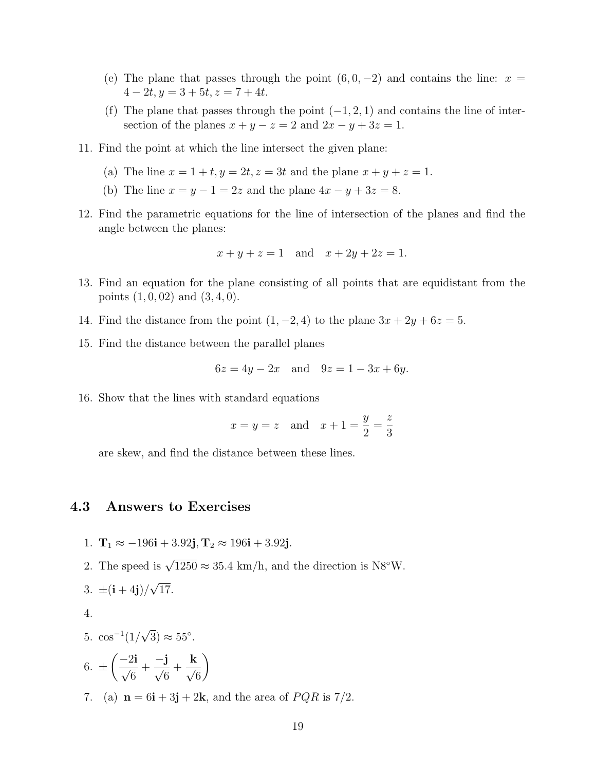(e) The plane that passes through the point $(6, 0, -2)$ and contains the line: $x = 4 - 2t, y = 3 + 5t, z = 7 + 4t$.

(f) The plane that passes through the point $(-1, 2, 1)$ and contains the line of intersection of the planes $x + y - z = 2$ and $2x - y + 3z = 1$.

11. Find the point at which the line intersect the given plane:

(a) The line $x = 1 + t, y = 2t, z = 3t$ and the plane $x + y + z = 1$.

(b) The line $x = y - 1 = 2z$ and the plane $4x - y + 3z = 8$.

12. Find the parametric equations for the line of intersection of the planes and find the angle between the planes:

$$x + y + z = 1 \quad \text{and} \quad x + 2y + 2z = 1.$$

13. Find an equation for the plane consisting of all points that are equidistant from the points $(1, 0, 02)$ and $(3, 4, 0)$.

14. Find the distance from the point $(1, -2, 4)$ to the plane $3x + 2y + 6z = 5$.

15. Find the distance between the parallel planes

$$6z = 4y - 2x \quad \text{and} \quad 9z = 1 - 3x + 6y.$$

16. Show that the lines with standard equations

$$x = y = z \quad \text{and} \quad x + 1 = \frac{y}{2} = \frac{z}{3}$$

are skew, and find the distance between these lines.

## 4.3 Answers to Exercises

1. $\mathbf{T}_1 \approx -196\mathbf{i} + 3.92\mathbf{j}, \mathbf{T}_2 \approx 196\mathbf{i} + 3.92\mathbf{j}$.

2. The speed is $\sqrt{1250} \approx 35.4$ km/h, and the direction is N8°W.

3. $\pm(\mathbf{i} + 4\mathbf{j})/\sqrt{17}$.

4.

5. $\cos^{-1}(1/\sqrt{3}) \approx 55°$.

6. $\pm\left(\frac{-2\mathbf{i}}{\sqrt{6}} + \frac{-\mathbf{j}}{\sqrt{6}} + \frac{\mathbf{k}}{\sqrt{6}}\right)$

7. (a) $\mathbf{n} = 6\mathbf{i} + 3\mathbf{j} + 2\mathbf{k}$, and the area of $PQR$ is $7/2$.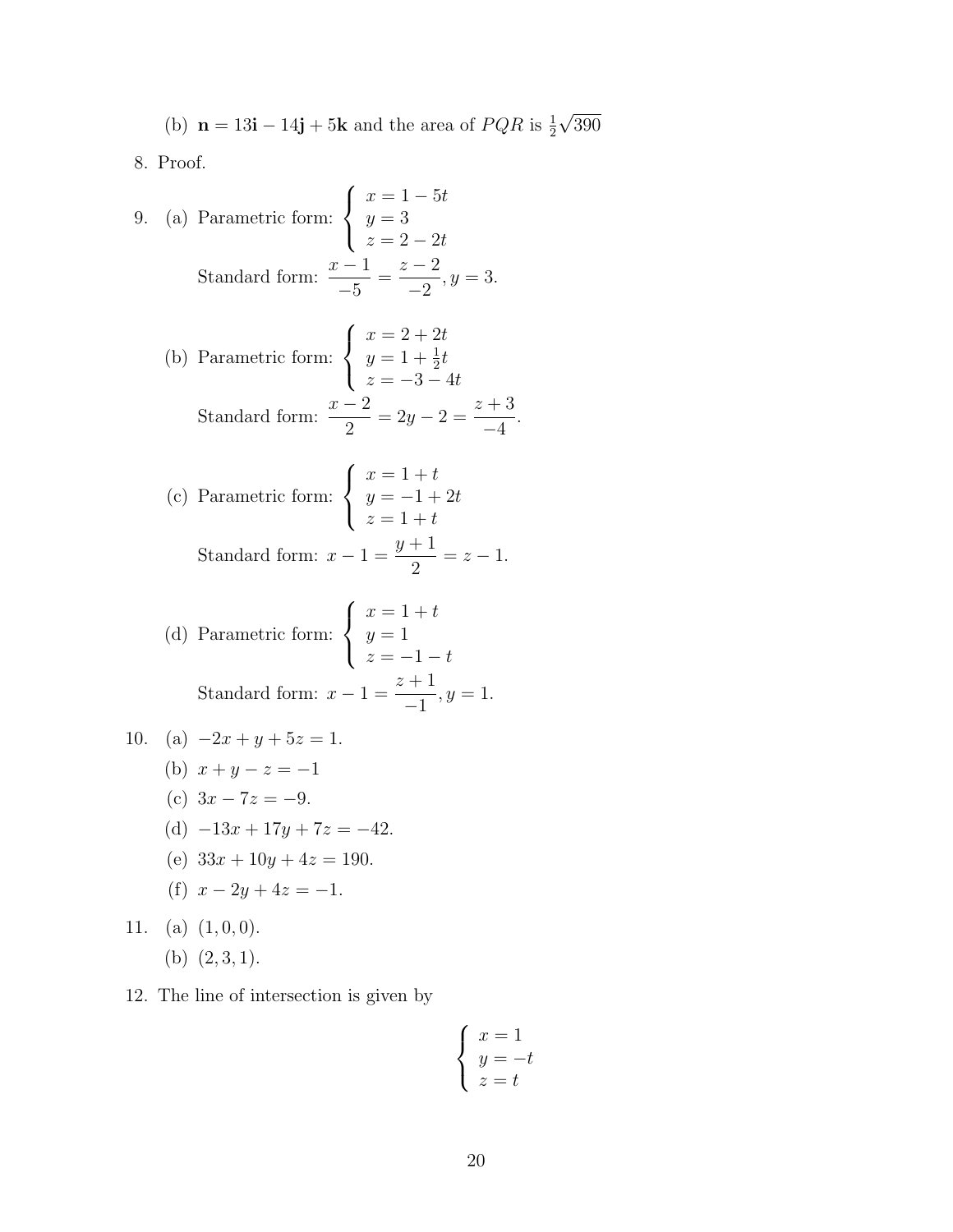(b) $\mathbf{n} = 13\mathbf{i} - 14\mathbf{j} + 5\mathbf{k}$ and the area of $PQR$ is $\frac{1}{2}\sqrt{390}$

8. Proof.

9. (a) Parametric form: $\begin{cases} x = 1 - 5t \\ y = 3 \\ z = 2 - 2t \end{cases}$

   Standard form: $\dfrac{x-1}{-5} = \dfrac{z-2}{-2}, y = 3.$

   (b) Parametric form: $\begin{cases} x = 2 + 2t \\ y = 1 + \frac{1}{2}t \\ z = -3 - 4t \end{cases}$

   Standard form: $\dfrac{x-2}{2} = 2y - 2 = \dfrac{z+3}{-4}.$

   (c) Parametric form: $\begin{cases} x = 1 + t \\ y = -1 + 2t \\ z = 1 + t \end{cases}$

   Standard form: $x - 1 = \dfrac{y+1}{2} = z - 1.$

   (d) Parametric form: $\begin{cases} x = 1 + t \\ y = 1 \\ z = -1 - t \end{cases}$

   Standard form: $x - 1 = \dfrac{z+1}{-1}, y = 1.$

10. (a) $-2x + y + 5z = 1.$

    (b) $x + y - z = -1$

    (c) $3x - 7z = -9.$

    (d) $-13x + 17y + 7z = -42.$

    (e) $33x + 10y + 4z = 190.$

    (f) $x - 2y + 4z = -1.$

11. (a) $(1, 0, 0).$

    (b) $(2, 3, 1).$

12. The line of intersection is given by

$$\begin{cases} x = 1 \\ y = -t \\ z = t \end{cases}$$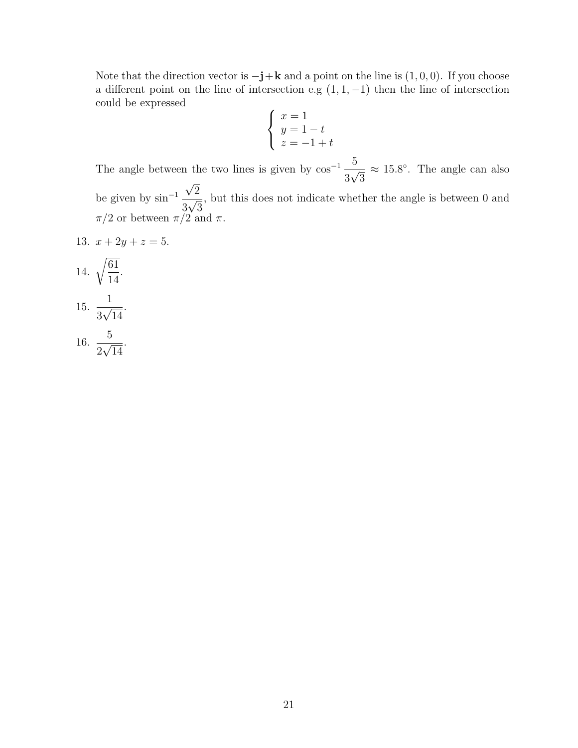Note that the direction vector is $-\mathbf{j}+\mathbf{k}$ and a point on the line is $(1, 0, 0)$. If you choose a different point on the line of intersection e.g $(1, 1, -1)$ then the line of intersection could be expressed

$$\begin{cases} x = 1 \\ y = 1 - t \\ z = -1 + t \end{cases}$$

The angle between the two lines is given by $\cos^{-1} \dfrac{5}{3\sqrt{3}} \approx 15.8°$. The angle can also be given by $\sin^{-1} \dfrac{\sqrt{2}}{3\sqrt{3}}$, but this does not indicate whether the angle is between 0 and $\pi/2$ or between $\pi/2$ and $\pi$.

13. $x + 2y + z = 5$.

14. $\sqrt{\dfrac{61}{14}}$.

15. $\dfrac{1}{3\sqrt{14}}$.

16. $\dfrac{5}{2\sqrt{14}}$.